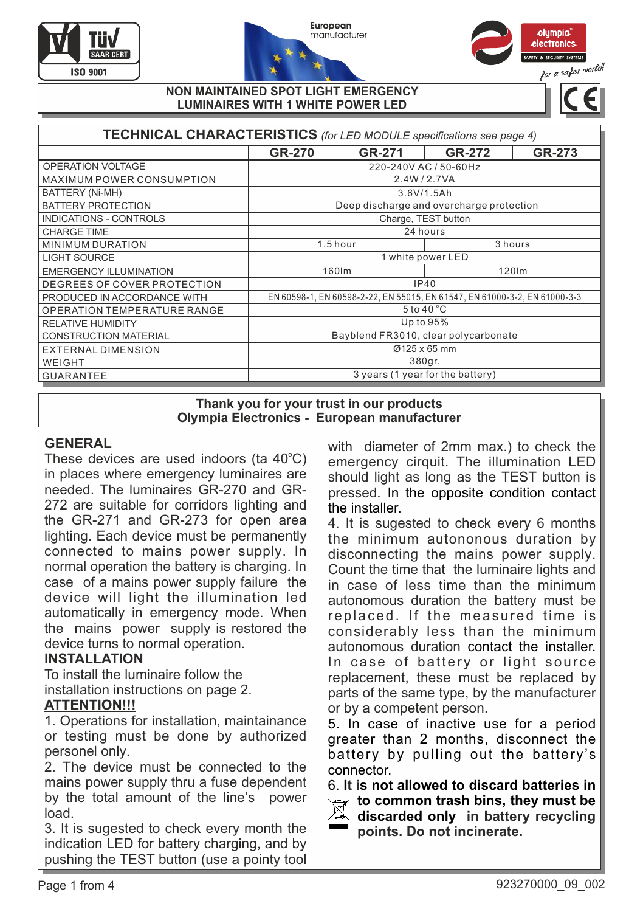# NON MAINTAINED SPOT LIGHT EMERGENCY LUMINAIRES WITH 1 WHITE POWER LED

## TECHNICAL CHARACTERISTICS *(for LED MODULE specifications see page 4)*

| | GR-270 | GR-271 | GR-272 | GR-273 |
|---|---|---|---|---|
| OPERATION VOLTAGE | 220-240V AC / 50-60Hz | | | |
| MAXIMUM POWER CONSUMPTION | 2.4W / 2.7VA | | | |
| BATTERY (Ni-MH) | 3.6V/1.5Ah | | | |
| BATTERY PROTECTION | Deep discharge and overcharge protection | | | |
| INDICATIONS - CONTROLS | Charge, TEST button | | | |
| CHARGE TIME | 24 hours | | | |
| MINIMUM DURATION | 1.5 hour | | 3 hours | |
| LIGHT SOURCE | 1 white power LED | | | |
| EMERGENCY ILLUMINATION | 160lm | | 120lm | |
| DEGREES OF COVER PROTECTION | IP40 | | | |
| PRODUCED IN ACCORDANCE WITH | EN 60598-1, EN 60598-2-22, EN 55015, EN 61547, EN 61000-3-2, EN 61000-3-3 | | | |
| OPERATION TEMPERATURE RANGE | 5 to 40 °C | | | |
| RELATIVE HUMIDITY | Up to 95% | | | |
| CONSTRUCTION MATERIAL | Bayblend FR3010, clear polycarbonate | | | |
| EXTERNAL DIMENSION | Ø125 x 65 mm | | | |
| WEIGHT | 380gr. | | | |
| GUARANTEE | 3 years (1 year for the battery) | | | |

**Thank you for your trust in our products**
**Olympia Electronics - European manufacturer**

## GENERAL

These devices are used indoors (ta 40°C) in places where emergency luminaires are needed. The luminaires GR-270 and GR-272 are suitable for corridors lighting and the GR-271 and GR-273 for open area lighting. Each device must be permanently connected to mains power supply. In normal operation the battery is charging. In case of a mains power supply failure the device will light the illumination led automatically in emergency mode. When the mains power supply is restored the device turns to normal operation.

## INSTALLATION

To install the luminaire follow the installation instructions on page 2.

**ATTENTION!!!**

1. Operations for installation, maintainance or testing must be done by authorized personel only.
2. The device must be connected to the mains power supply thru a fuse dependent by the total amount of the line's power load.
3. It is sugested to check every month the indication LED for battery charging, and by pushing the TEST button (use a pointy tool with diameter of 2mm max.) to check the emergency cirquit. The illumination LED should light as long as the TEST button is pressed. In the opposite condition contact the installer.
4. It is sugested to check every 6 months the minimum autonomous duration by disconnecting the mains power supply. Count the time that the luminaire lights and in case of less time than the minimum autonomous duration the battery must be replaced. If the measured time is considerably less than the minimum autonomous duration contact the installer. In case of battery or light source replacement, these must be replaced by parts of the same type, by the manufacturer or by a competent person.
5. In case of inactive use for a period greater than 2 months, disconnect the battery by pulling out the battery's connector.
6. **It is not allowed to discard batteries in to common trash bins, they must be discarded only in battery recycling points. Do not incinerate.**

923270000_09_002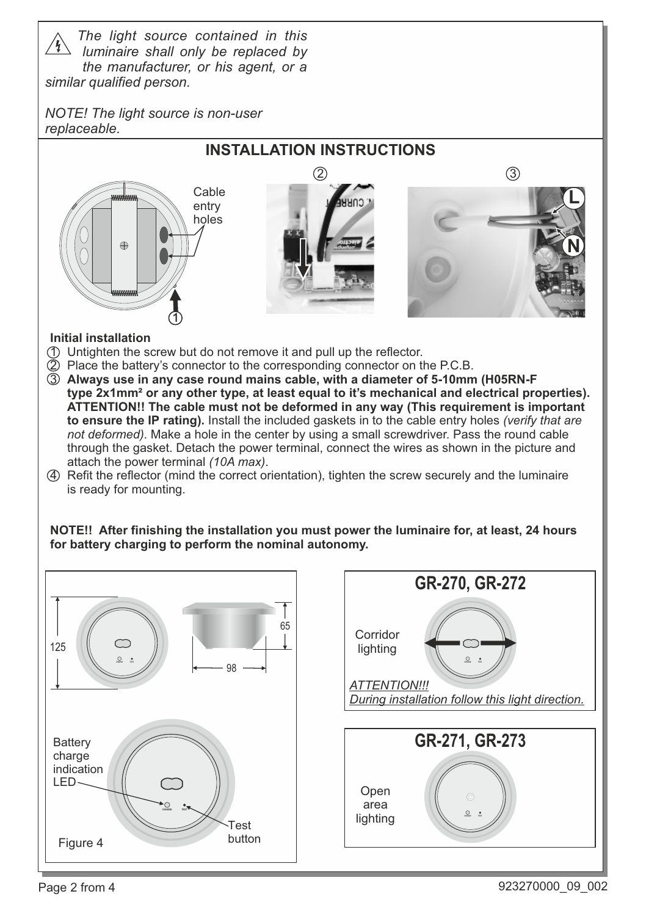*The light source contained in this luminaire shall only be replaced by the manufacturer, or his agent, or a similar qualified person.*

*NOTE! The light source is non-user replaceable.*

## INSTALLATION INSTRUCTIONS

Cable entry holes

① ② ③

L N

**Initial installation**

① Untighten the screw but do not remove it and pull up the reflector.

② Place the battery's connector to the corresponding connector on the P.C.B.

③ **Always use in any case round mains cable, with a diameter of 5-10mm (H05RN-F type 2x1mm² or any other type, at least equal to it's mechanical and electrical properties). ATTENTION!! The cable must not be deformed in any way (This requirement is important to ensure the IP rating).** Install the included gaskets in to the cable entry holes *(verify that are not deformed)*. Make a hole in the center by using a small screwdriver. Pass the round cable through the gasket. Detach the power terminal, connect the wires as shown in the picture and attach the power terminal *(10A max)*.

④ Refit the reflector (mind the correct orientation), tighten the screw securely and the luminaire is ready for mounting.

**NOTE!! After finishing the installation you must power the luminaire for, at least, 24 hours for battery charging to perform the nominal autonomy.**

125

65

98

Battery charge indication LED

Test button

Figure 4

## GR-270, GR-272

Corridor lighting

*ATTENTION!!!*
*During installation follow this light direction.*

## GR-271, GR-273

Open area lighting

923270000_09_002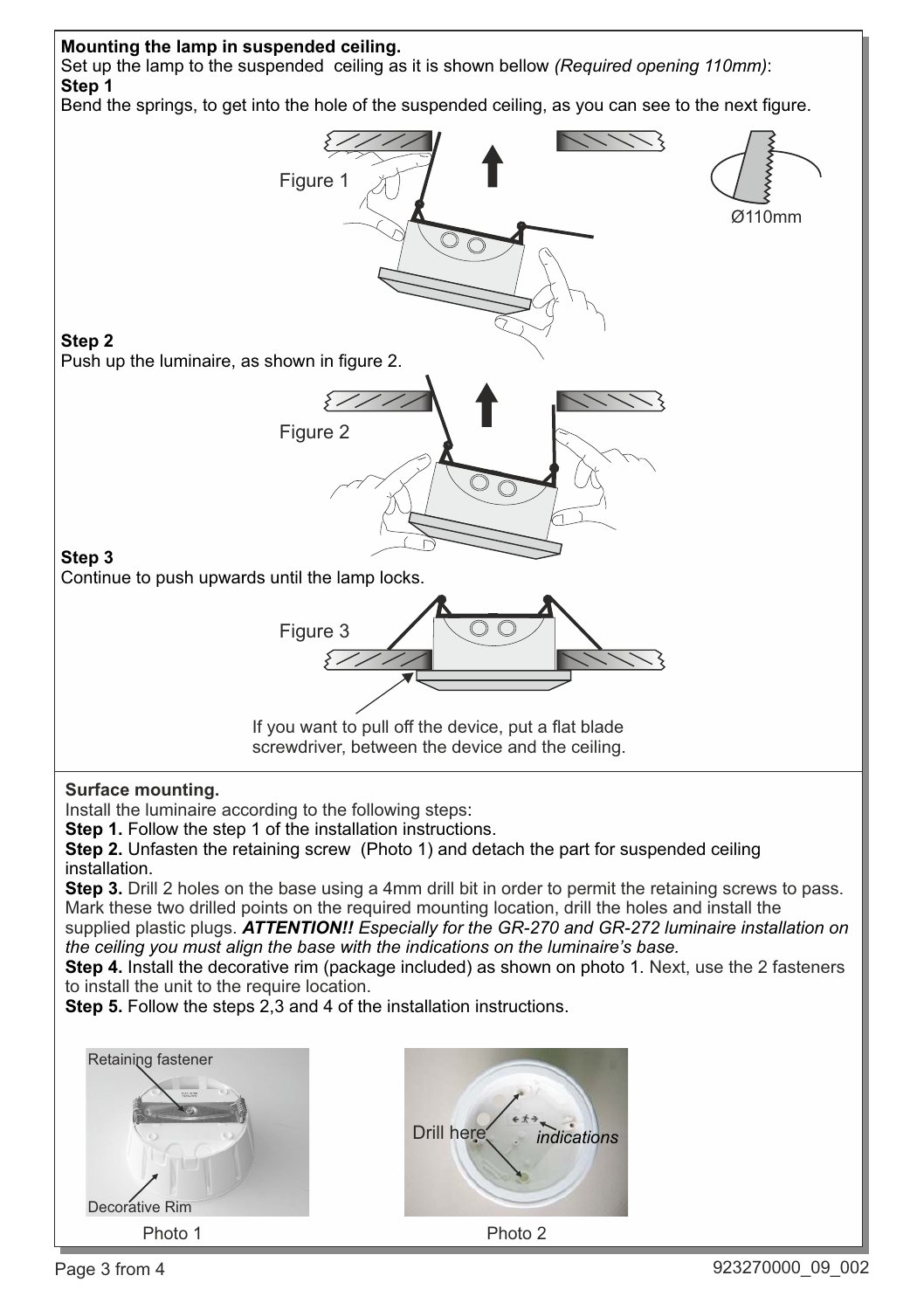**Mounting the lamp in suspended ceiling.**

Set up the lamp to the suspended ceiling as it is shown bellow *(Required opening 110mm)*:

**Step 1**

Bend the springs, to get into the hole of the suspended ceiling, as you can see to the next figure.

Figure 1

Ø110mm

**Step 2**

Push up the luminaire, as shown in figure 2.

Figure 2

**Step 3**

Continue to push upwards until the lamp locks.

Figure 3

If you want to pull off the device, put a flat blade screwdriver, between the device and the ceiling.

**Surface mounting.**

Install the luminaire according to the following steps:

**Step 1.** Follow the step 1 of the installation instructions.

**Step 2.** Unfasten the retaining screw (Photo 1) and detach the part for suspended ceiling installation.

**Step 3.** Drill 2 holes on the base using a 4mm drill bit in order to permit the retaining screws to pass. Mark these two drilled points on the required mounting location, drill the holes and install the supplied plastic plugs. ***ATTENTION!!*** *Especially for the GR-270 and GR-272 luminaire installation on the ceiling you must align the base with the indications on the luminaire's base.*

**Step 4.** Install the decorative rim (package included) as shown on photo 1. Next, use the 2 fasteners to install the unit to the require location.

**Step 5.** Follow the steps 2,3 and 4 of the installation instructions.

Retaining fastener

Decorative Rim

Photo 1

Drill here

*indications*

Photo 2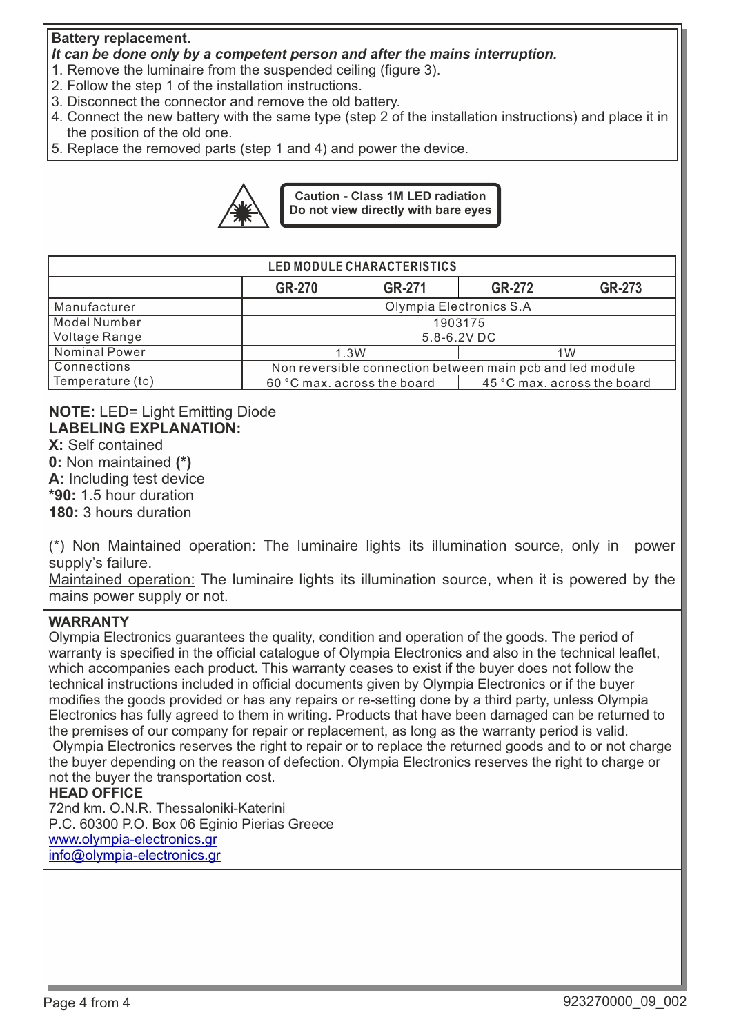**Battery replacement.**

***It can be done only by a competent person and after the mains interruption.***

1. Remove the luminaire from the suspended ceiling (figure 3).
2. Follow the step 1 of the installation instructions.
3. Disconnect the connector and remove the old battery.
4. Connect the new battery with the same type (step 2 of the installation instructions) and place it in the position of the old one.
5. Replace the removed parts (step 1 and 4) and power the device.

**Caution - Class 1M LED radiation**
**Do not view directly with bare eyes**

| LED MODULE CHARACTERISTICS | | | | |
|---|---|---|---|---|
| | **GR-270** | **GR-271** | **GR-272** | **GR-273** |
| Manufacturer | Olympia Electronics S.A | | | |
| Model Number | 1903175 | | | |
| Voltage Range | 5.8-6.2V DC | | | |
| Nominal Power | 1.3W | | 1W | |
| Connections | Non reversible connection between main pcb and led module | | | |
| Temperature (tc) | 60 °C max. across the board | | 45 °C max. across the board | |

**NOTE:** LED= Light Emitting Diode

**LABELING EXPLANATION:**

**X:** Self contained
**0:** Non maintained **(*)**
**A:** Including test device
***90:** 1.5 hour duration
**180:** 3 hours duration

(*) Non Maintained operation: The luminaire lights its illumination source, only in power supply's failure.

Maintained operation: The luminaire lights its illumination source, when it is powered by the mains power supply or not.

**WARRANTY**

Olympia Electronics guarantees the quality, condition and operation of the goods. The period of warranty is specified in the official catalogue of Olympia Electronics and also in the technical leaflet, which accompanies each product. This warranty ceases to exist if the buyer does not follow the technical instructions included in official documents given by Olympia Electronics or if the buyer modifies the goods provided or has any repairs or re-setting done by a third party, unless Olympia Electronics has fully agreed to them in writing. Products that have been damaged can be returned to the premises of our company for repair or replacement, as long as the warranty period is valid.

Olympia Electronics reserves the right to repair or to replace the returned goods and to or not charge the buyer depending on the reason of defection. Olympia Electronics reserves the right to charge or not the buyer the transportation cost.

**HEAD OFFICE**

72nd km. O.N.R. Thessaloniki-Katerini
P.C. 60300 P.O. Box 06 Eginio Pierias Greece
www.olympia-electronics.gr
info@olympia-electronics.gr

923270000_09_002